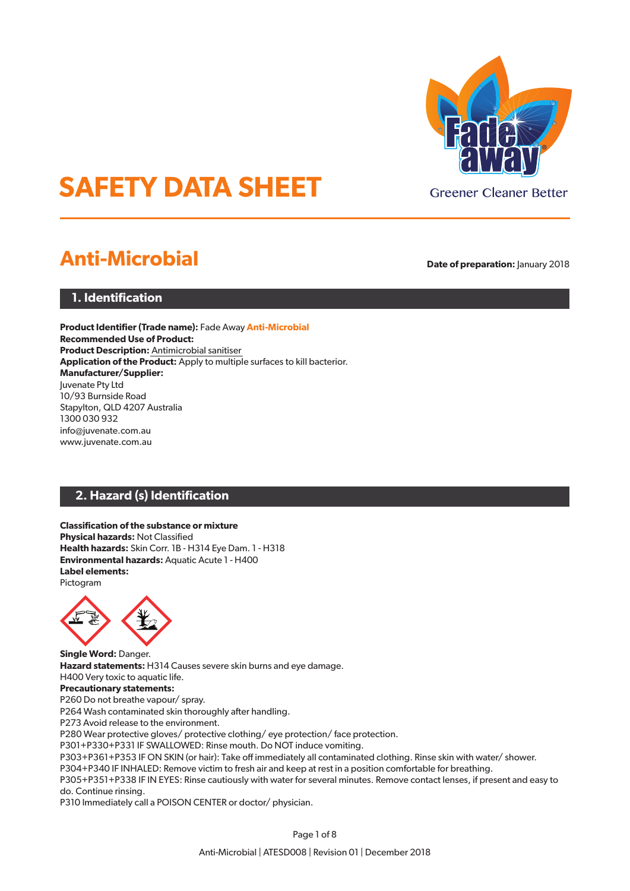# SAFETY DATA SHEET

Greener Cleaner Better

## Anti-Microbial

**Date of preparation:** January 2018

## 1. Identification

**Product Identifier (Trade name):** Fade Away **Anti-Microbial**
**Recommended Use of Product:**
**Product Description:** Antimicrobial sanitiser
**Application of the Product:** Apply to multiple surfaces to kill bacterior.
**Manufacturer/Supplier:**
Juvenate Pty Ltd
10/93 Burnside Road
Stapylton, QLD 4207 Australia
1300 030 932
info@juvenate.com.au
www.juvenate.com.au

## 2. Hazard (s) Identification

**Classification of the substance or mixture**
**Physical hazards:** Not Classified
**Health hazards:** Skin Corr. 1B - H314 Eye Dam. 1 - H318
**Environmental hazards:** Aquatic Acute 1 - H400
**Label elements:**
Pictogram

**Single Word:** Danger.
**Hazard statements:** H314 Causes severe skin burns and eye damage.
H400 Very toxic to aquatic life.
**Precautionary statements:**
P260 Do not breathe vapour/ spray.
P264 Wash contaminated skin thoroughly after handling.
P273 Avoid release to the environment.
P280 Wear protective gloves/ protective clothing/ eye protection/ face protection.
P301+P330+P331 IF SWALLOWED: Rinse mouth. Do NOT induce vomiting.
P303+P361+P353 IF ON SKIN (or hair): Take off immediately all contaminated clothing. Rinse skin with water/ shower.
P304+P340 IF INHALED: Remove victim to fresh air and keep at rest in a position comfortable for breathing.
P305+P351+P338 IF IN EYES: Rinse cautiously with water for several minutes. Remove contact lenses, if present and easy to do. Continue rinsing.
P310 Immediately call a POISON CENTER or doctor/ physician.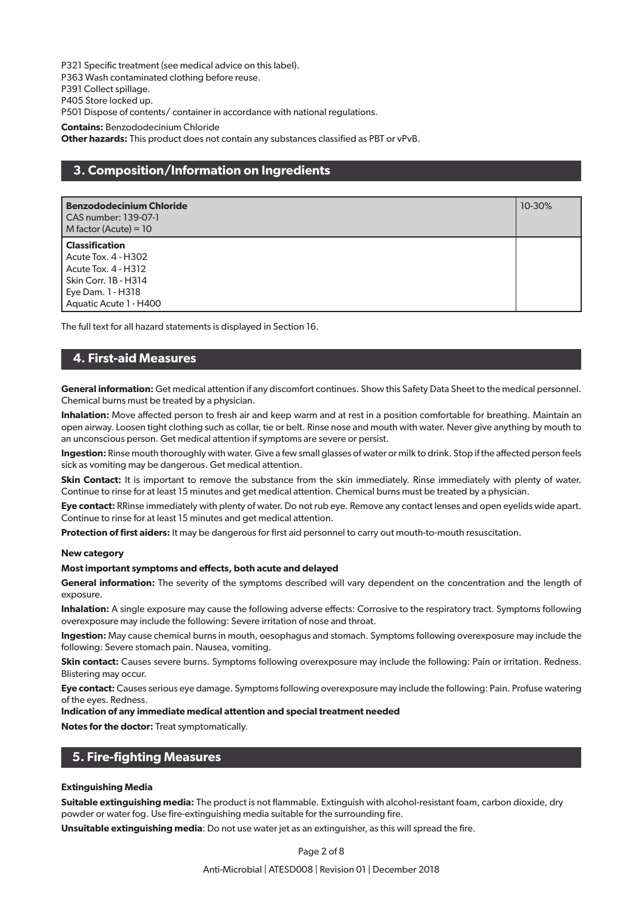P321 Specific treatment (see medical advice on this label).
P363 Wash contaminated clothing before reuse.
P391 Collect spillage.
P405 Store locked up.
P501 Dispose of contents/ container in accordance with national regulations.

**Contains:** Benzododecinium Chloride

**Other hazards:** This product does not contain any substances classified as PBT or vPvB.

## 3. Composition/Information on Ingredients

| **Benzododecinium Chloride**<br>CAS number: 139-07-1<br>M factor (Acute) = 10 | 10-30% |
|---|---|
| **Classification**<br>Acute Tox. 4 - H302<br>Acute Tox. 4 - H312<br>Skin Corr. 1B - H314<br>Eye Dam. 1 - H318<br>Aquatic Acute 1 - H400 | |

The full text for all hazard statements is displayed in Section 16.

## 4. First-aid Measures

**General information:** Get medical attention if any discomfort continues. Show this Safety Data Sheet to the medical personnel. Chemical burns must be treated by a physician.

**Inhalation:** Move affected person to fresh air and keep warm and at rest in a position comfortable for breathing. Maintain an open airway. Loosen tight clothing such as collar, tie or belt. Rinse nose and mouth with water. Never give anything by mouth to an unconscious person. Get medical attention if symptoms are severe or persist.

**Ingestion:** Rinse mouth thoroughly with water. Give a few small glasses of water or milk to drink. Stop if the affected person feels sick as vomiting may be dangerous. Get medical attention.

**Skin Contact:** It is important to remove the substance from the skin immediately. Rinse immediately with plenty of water. Continue to rinse for at least 15 minutes and get medical attention. Chemical burns must be treated by a physician.

**Eye contact:** RRinse immediately with plenty of water. Do not rub eye. Remove any contact lenses and open eyelids wide apart. Continue to rinse for at least 15 minutes and get medical attention.

**Protection of first aiders:** It may be dangerous for first aid personnel to carry out mouth-to-mouth resuscitation.

**New category**

**Most important symptoms and effects, both acute and delayed**

**General information:** The severity of the symptoms described will vary dependent on the concentration and the length of exposure.

**Inhalation:** A single exposure may cause the following adverse effects: Corrosive to the respiratory tract. Symptoms following overexposure may include the following: Severe irritation of nose and throat.

**Ingestion:** May cause chemical burns in mouth, oesophagus and stomach. Symptoms following overexposure may include the following: Severe stomach pain. Nausea, vomiting.

**Skin contact:** Causes severe burns. Symptoms following overexposure may include the following: Pain or irritation. Redness. Blistering may occur.

**Eye contact:** Causes serious eye damage. Symptoms following overexposure may include the following: Pain. Profuse watering of the eyes. Redness.

**Indication of any immediate medical attention and special treatment needed**

**Notes for the doctor:** Treat symptomatically.

## 5. Fire-fighting Measures

**Extinguishing Media**

**Suitable extinguishing media:** The product is not flammable. Extinguish with alcohol-resistant foam, carbon dioxide, dry powder or water fog. Use fire-extinguishing media suitable for the surrounding fire.

**Unsuitable extinguishing media**: Do not use water jet as an extinguisher, as this will spread the fire.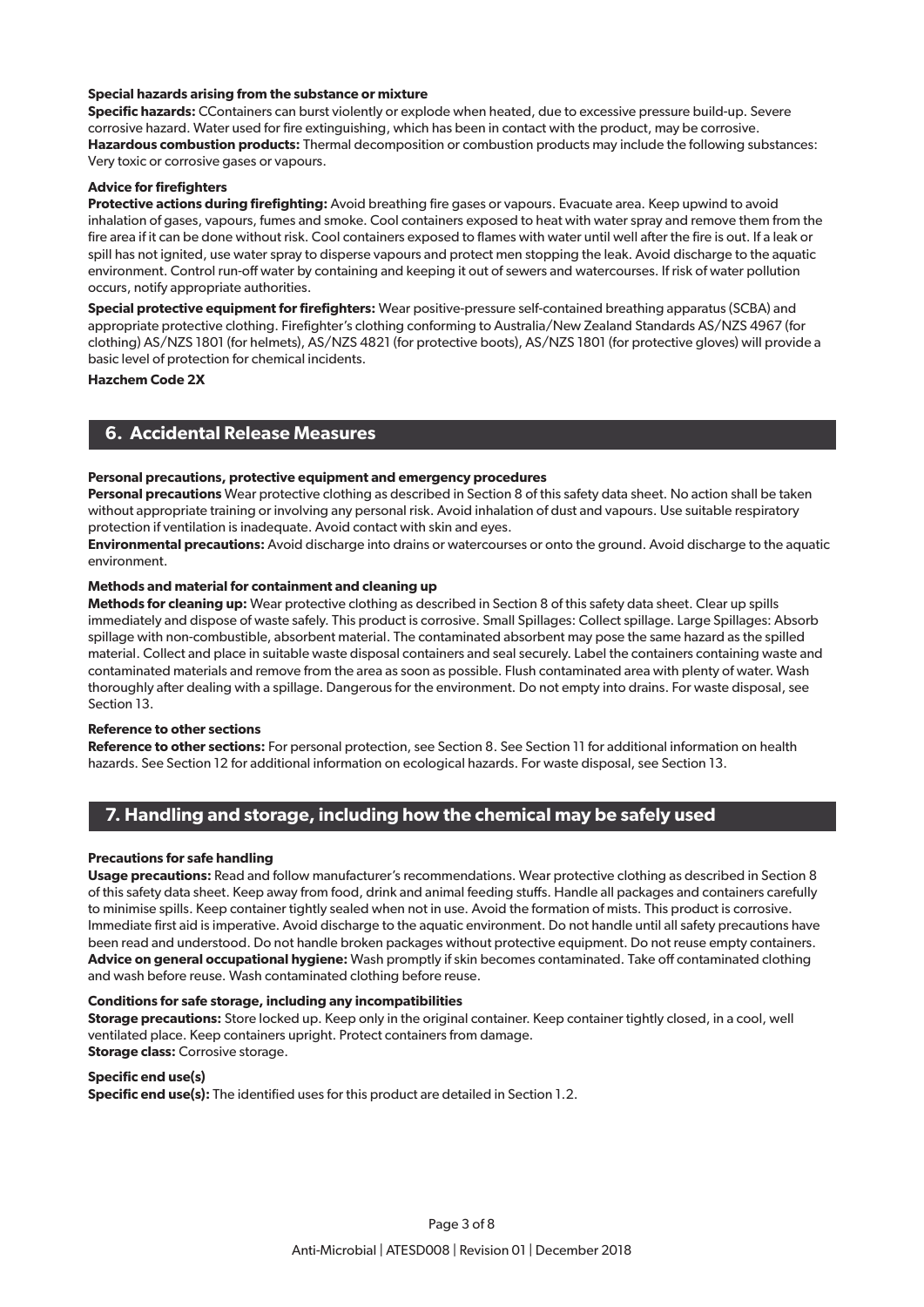**Special hazards arising from the substance or mixture**

**Specific hazards:** CContainers can burst violently or explode when heated, due to excessive pressure build-up. Severe corrosive hazard. Water used for fire extinguishing, which has been in contact with the product, may be corrosive.
**Hazardous combustion products:** Thermal decomposition or combustion products may include the following substances: Very toxic or corrosive gases or vapours.

**Advice for firefighters**

**Protective actions during firefighting:** Avoid breathing fire gases or vapours. Evacuate area. Keep upwind to avoid inhalation of gases, vapours, fumes and smoke. Cool containers exposed to heat with water spray and remove them from the fire area if it can be done without risk. Cool containers exposed to flames with water until well after the fire is out. If a leak or spill has not ignited, use water spray to disperse vapours and protect men stopping the leak. Avoid discharge to the aquatic environment. Control run-off water by containing and keeping it out of sewers and watercourses. If risk of water pollution occurs, notify appropriate authorities.

**Special protective equipment for firefighters:** Wear positive-pressure self-contained breathing apparatus (SCBA) and appropriate protective clothing. Firefighter's clothing conforming to Australia/New Zealand Standards AS/NZS 4967 (for clothing) AS/NZS 1801 (for helmets), AS/NZS 4821 (for protective boots), AS/NZS 1801 (for protective gloves) will provide a basic level of protection for chemical incidents.

**Hazchem Code 2X**

## 6. Accidental Release Measures

**Personal precautions, protective equipment and emergency procedures**

**Personal precautions** Wear protective clothing as described in Section 8 of this safety data sheet. No action shall be taken without appropriate training or involving any personal risk. Avoid inhalation of dust and vapours. Use suitable respiratory protection if ventilation is inadequate. Avoid contact with skin and eyes.
**Environmental precautions:** Avoid discharge into drains or watercourses or onto the ground. Avoid discharge to the aquatic environment.

**Methods and material for containment and cleaning up**

**Methods for cleaning up:** Wear protective clothing as described in Section 8 of this safety data sheet. Clear up spills immediately and dispose of waste safely. This product is corrosive. Small Spillages: Collect spillage. Large Spillages: Absorb spillage with non-combustible, absorbent material. The contaminated absorbent may pose the same hazard as the spilled material. Collect and place in suitable waste disposal containers and seal securely. Label the containers containing waste and contaminated materials and remove from the area as soon as possible. Flush contaminated area with plenty of water. Wash thoroughly after dealing with a spillage. Dangerous for the environment. Do not empty into drains. For waste disposal, see Section 13.

**Reference to other sections**

**Reference to other sections:** For personal protection, see Section 8. See Section 11 for additional information on health hazards. See Section 12 for additional information on ecological hazards. For waste disposal, see Section 13.

## 7. Handling and storage, including how the chemical may be safely used

**Precautions for safe handling**

**Usage precautions:** Read and follow manufacturer's recommendations. Wear protective clothing as described in Section 8 of this safety data sheet. Keep away from food, drink and animal feeding stuffs. Handle all packages and containers carefully to minimise spills. Keep container tightly sealed when not in use. Avoid the formation of mists. This product is corrosive. Immediate first aid is imperative. Avoid discharge to the aquatic environment. Do not handle until all safety precautions have been read and understood. Do not handle broken packages without protective equipment. Do not reuse empty containers.
**Advice on general occupational hygiene:** Wash promptly if skin becomes contaminated. Take off contaminated clothing and wash before reuse. Wash contaminated clothing before reuse.

**Conditions for safe storage, including any incompatibilities**

**Storage precautions:** Store locked up. Keep only in the original container. Keep container tightly closed, in a cool, well ventilated place. Keep containers upright. Protect containers from damage.
**Storage class:** Corrosive storage.

**Specific end use(s)**

**Specific end use(s):** The identified uses for this product are detailed in Section 1.2.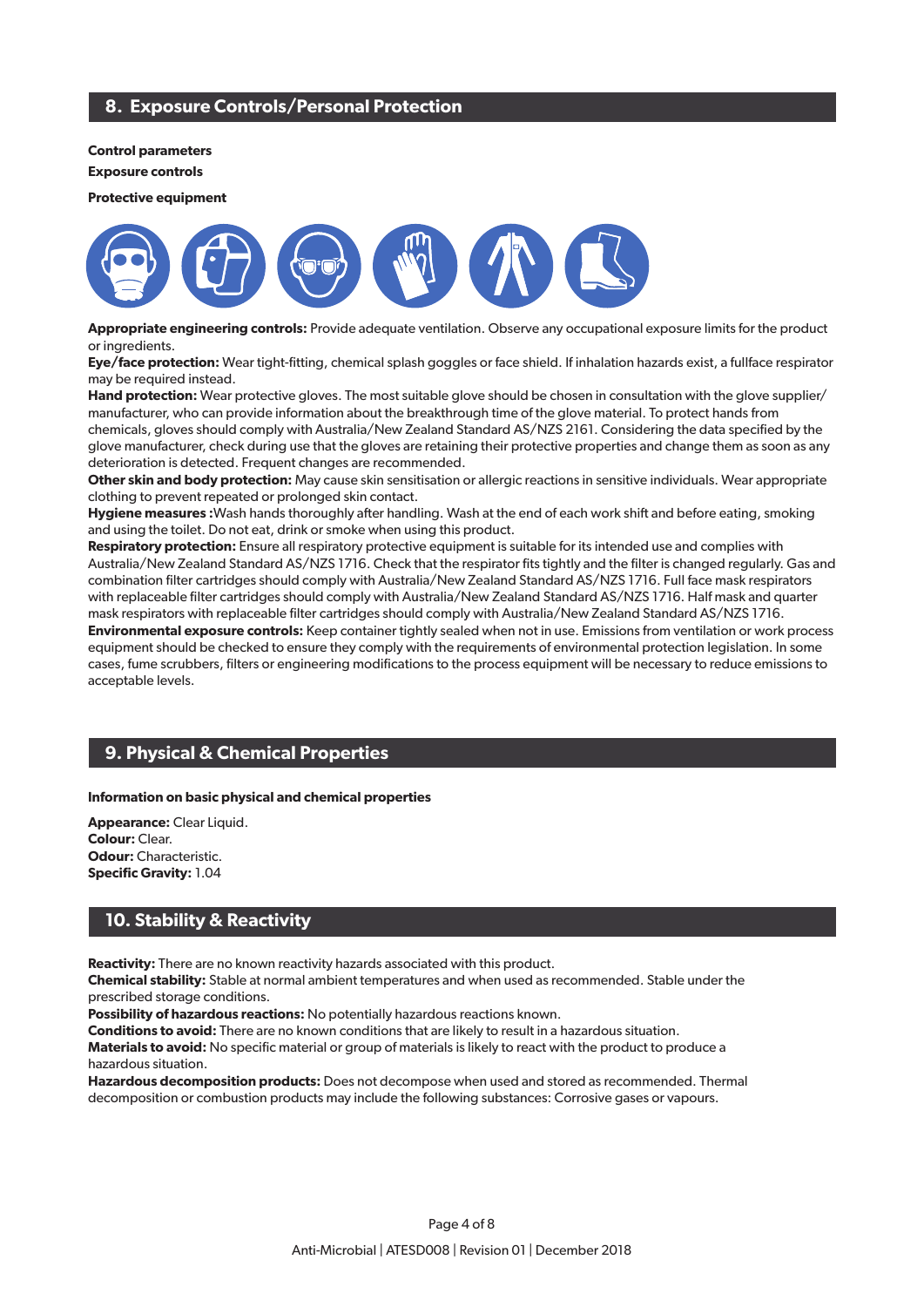## 8. Exposure Controls/Personal Protection

**Control parameters**

**Exposure controls**

**Protective equipment**

**Appropriate engineering controls:** Provide adequate ventilation. Observe any occupational exposure limits for the product or ingredients.
**Eye/face protection:** Wear tight-fitting, chemical splash goggles or face shield. If inhalation hazards exist, a fullface respirator may be required instead.
**Hand protection:** Wear protective gloves. The most suitable glove should be chosen in consultation with the glove supplier/ manufacturer, who can provide information about the breakthrough time of the glove material. To protect hands from chemicals, gloves should comply with Australia/New Zealand Standard AS/NZS 2161. Considering the data specified by the glove manufacturer, check during use that the gloves are retaining their protective properties and change them as soon as any deterioration is detected. Frequent changes are recommended.
**Other skin and body protection:** May cause skin sensitisation or allergic reactions in sensitive individuals. Wear appropriate clothing to prevent repeated or prolonged skin contact.
**Hygiene measures :**Wash hands thoroughly after handling. Wash at the end of each work shift and before eating, smoking and using the toilet. Do not eat, drink or smoke when using this product.
**Respiratory protection:** Ensure all respiratory protective equipment is suitable for its intended use and complies with Australia/New Zealand Standard AS/NZS 1716. Check that the respirator fits tightly and the filter is changed regularly. Gas and combination filter cartridges should comply with Australia/New Zealand Standard AS/NZS 1716. Full face mask respirators with replaceable filter cartridges should comply with Australia/New Zealand Standard AS/NZS 1716. Half mask and quarter mask respirators with replaceable filter cartridges should comply with Australia/New Zealand Standard AS/NZS 1716.
**Environmental exposure controls:** Keep container tightly sealed when not in use. Emissions from ventilation or work process equipment should be checked to ensure they comply with the requirements of environmental protection legislation. In some cases, fume scrubbers, filters or engineering modifications to the process equipment will be necessary to reduce emissions to acceptable levels.

## 9. Physical & Chemical Properties

**Information on basic physical and chemical properties**

**Appearance:** Clear Liquid.
**Colour:** Clear.
**Odour:** Characteristic.
**Specific Gravity:** 1.04

## 10. Stability & Reactivity

**Reactivity:** There are no known reactivity hazards associated with this product.
**Chemical stability:** Stable at normal ambient temperatures and when used as recommended. Stable under the prescribed storage conditions.
**Possibility of hazardous reactions:** No potentially hazardous reactions known.
**Conditions to avoid:** There are no known conditions that are likely to result in a hazardous situation.
**Materials to avoid:** No specific material or group of materials is likely to react with the product to produce a hazardous situation.
**Hazardous decomposition products:** Does not decompose when used and stored as recommended. Thermal decomposition or combustion products may include the following substances: Corrosive gases or vapours.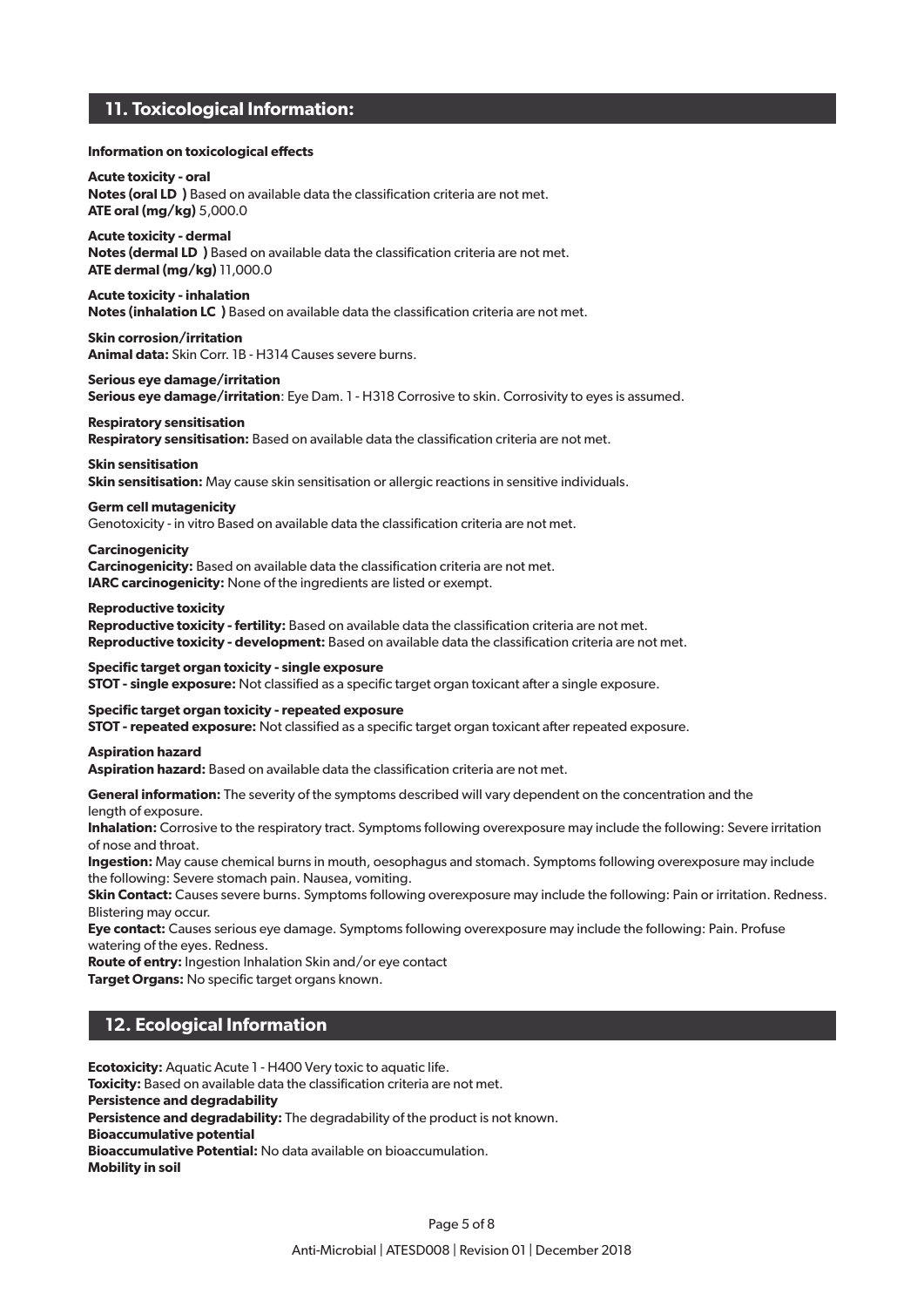## 11. Toxicological Information:

**Information on toxicological effects**

**Acute toxicity - oral**
**Notes (oral LD )** Based on available data the classification criteria are not met.
**ATE oral (mg/kg)** 5,000.0

**Acute toxicity - dermal**
**Notes (dermal LD )** Based on available data the classification criteria are not met.
**ATE dermal (mg/kg)** 11,000.0

**Acute toxicity - inhalation**
**Notes (inhalation LC )** Based on available data the classification criteria are not met.

**Skin corrosion/irritation**
**Animal data:** Skin Corr. 1B - H314 Causes severe burns.

**Serious eye damage/irritation**
**Serious eye damage/irritation**: Eye Dam. 1 - H318 Corrosive to skin. Corrosivity to eyes is assumed.

**Respiratory sensitisation**
**Respiratory sensitisation:** Based on available data the classification criteria are not met.

**Skin sensitisation**
**Skin sensitisation:** May cause skin sensitisation or allergic reactions in sensitive individuals.

**Germ cell mutagenicity**
Genotoxicity - in vitro Based on available data the classification criteria are not met.

**Carcinogenicity**
**Carcinogenicity:** Based on available data the classification criteria are not met.
**IARC carcinogenicity:** None of the ingredients are listed or exempt.

**Reproductive toxicity**
**Reproductive toxicity - fertility:** Based on available data the classification criteria are not met.
**Reproductive toxicity - development:** Based on available data the classification criteria are not met.

**Specific target organ toxicity - single exposure**
**STOT - single exposure:** Not classified as a specific target organ toxicant after a single exposure.

**Specific target organ toxicity - repeated exposure**
**STOT - repeated exposure:** Not classified as a specific target organ toxicant after repeated exposure.

**Aspiration hazard**
**Aspiration hazard:** Based on available data the classification criteria are not met.

**General information:** The severity of the symptoms described will vary dependent on the concentration and the length of exposure.
**Inhalation:** Corrosive to the respiratory tract. Symptoms following overexposure may include the following: Severe irritation of nose and throat.
**Ingestion:** May cause chemical burns in mouth, oesophagus and stomach. Symptoms following overexposure may include the following: Severe stomach pain. Nausea, vomiting.
**Skin Contact:** Causes severe burns. Symptoms following overexposure may include the following: Pain or irritation. Redness. Blistering may occur.
**Eye contact:** Causes serious eye damage. Symptoms following overexposure may include the following: Pain. Profuse watering of the eyes. Redness.
**Route of entry:** Ingestion Inhalation Skin and/or eye contact
**Target Organs:** No specific target organs known.

## 12. Ecological Information

**Ecotoxicity:** Aquatic Acute 1 - H400 Very toxic to aquatic life.
**Toxicity:** Based on available data the classification criteria are not met.
**Persistence and degradability**
**Persistence and degradability:** The degradability of the product is not known.
**Bioaccumulative potential**
**Bioaccumulative Potential:** No data available on bioaccumulation.
**Mobility in soil**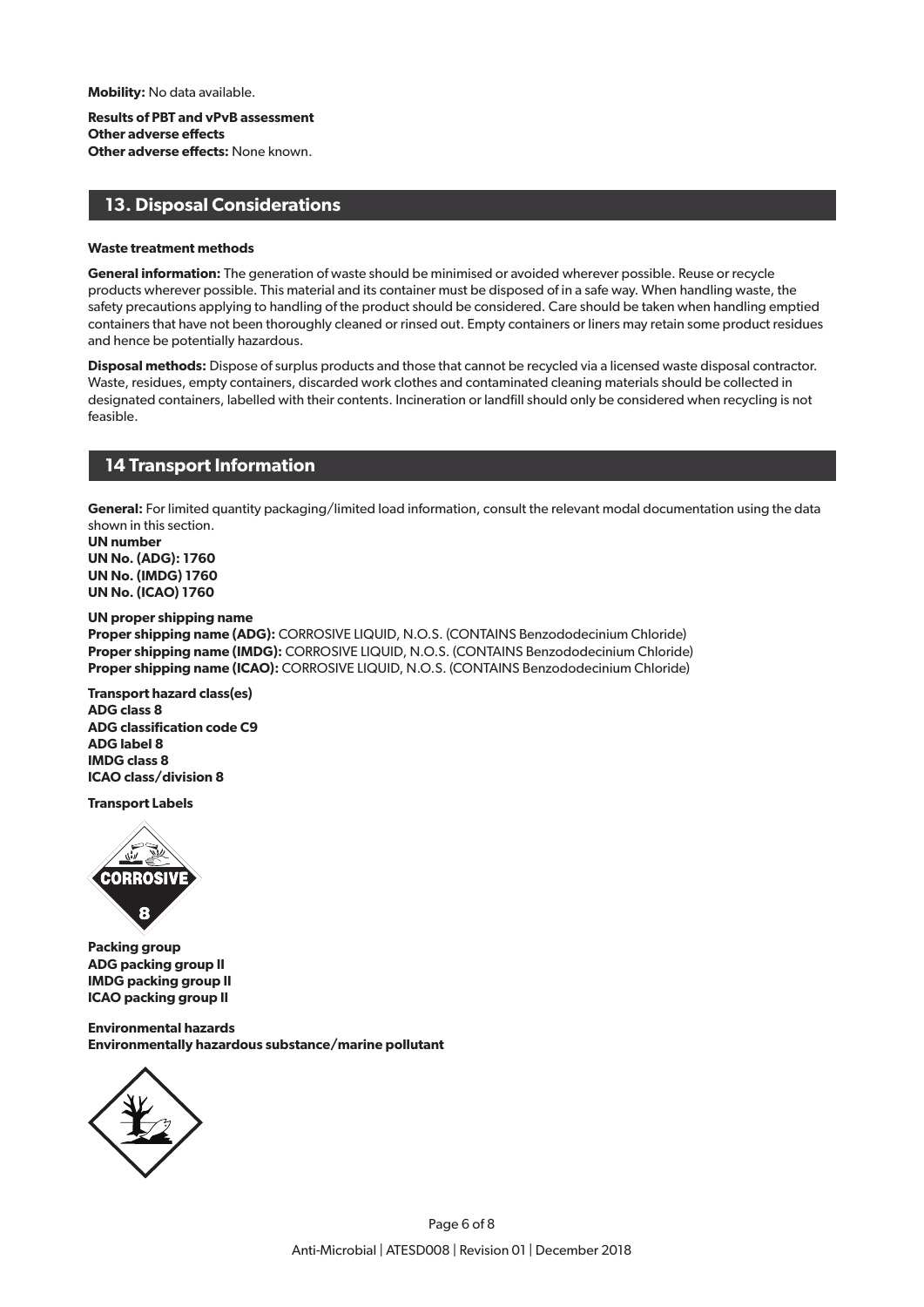**Mobility:** No data available.

**Results of PBT and vPvB assessment**
**Other adverse effects**
**Other adverse effects:** None known.

## 13. Disposal Considerations

**Waste treatment methods**

**General information:** The generation of waste should be minimised or avoided wherever possible. Reuse or recycle products wherever possible. This material and its container must be disposed of in a safe way. When handling waste, the safety precautions applying to handling of the product should be considered. Care should be taken when handling emptied containers that have not been thoroughly cleaned or rinsed out. Empty containers or liners may retain some product residues and hence be potentially hazardous.

**Disposal methods:** Dispose of surplus products and those that cannot be recycled via a licensed waste disposal contractor. Waste, residues, empty containers, discarded work clothes and contaminated cleaning materials should be collected in designated containers, labelled with their contents. Incineration or landfill should only be considered when recycling is not feasible.

## 14 Transport Information

**General:** For limited quantity packaging/limited load information, consult the relevant modal documentation using the data shown in this section.
**UN number**
**UN No. (ADG): 1760**
**UN No. (IMDG) 1760**
**UN No. (ICAO) 1760**

**UN proper shipping name**
**Proper shipping name (ADG):** CORROSIVE LIQUID, N.O.S. (CONTAINS Benzododecinium Chloride)
**Proper shipping name (IMDG):** CORROSIVE LIQUID, N.O.S. (CONTAINS Benzododecinium Chloride)
**Proper shipping name (ICAO):** CORROSIVE LIQUID, N.O.S. (CONTAINS Benzododecinium Chloride)

**Transport hazard class(es)**
**ADG class 8**
**ADG classification code C9**
**ADG label 8**
**IMDG class 8**
**ICAO class/division 8**

**Transport Labels**

**Packing group**
**ADG packing group II**
**IMDG packing group II**
**ICAO packing group II**

**Environmental hazards**
**Environmentally hazardous substance/marine pollutant**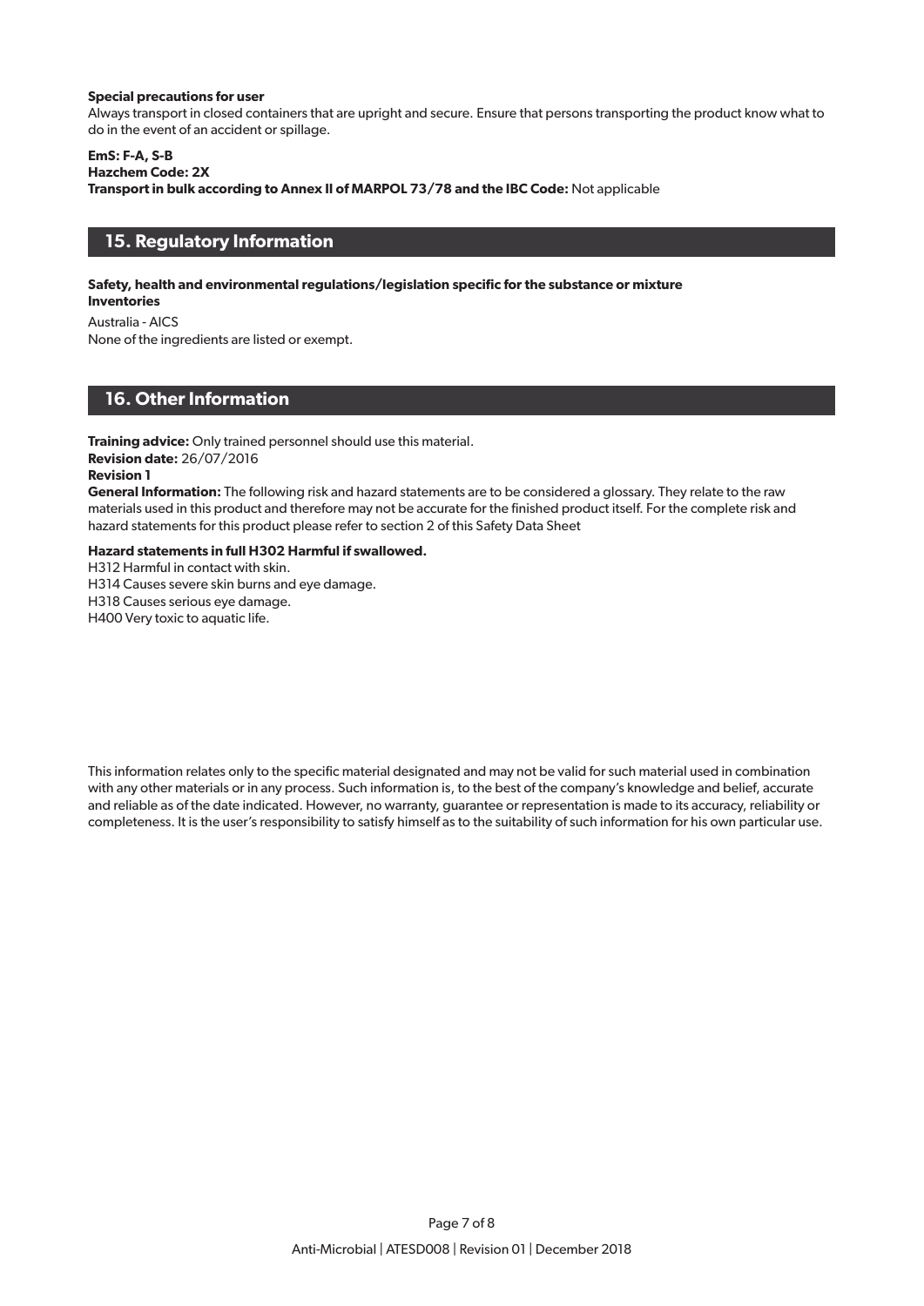**Special precautions for user**
Always transport in closed containers that are upright and secure. Ensure that persons transporting the product know what to do in the event of an accident or spillage.

**EmS: F-A, S-B**
**Hazchem Code: 2X**
**Transport in bulk according to Annex II of MARPOL 73/78 and the IBC Code:** Not applicable

## 15. Regulatory Information

**Safety, health and environmental regulations/legislation specific for the substance or mixture**
**Inventories**

Australia - AICS
None of the ingredients are listed or exempt.

## 16. Other Information

**Training advice:** Only trained personnel should use this material.
**Revision date:** 26/07/2016
**Revision 1**
**General Information:** The following risk and hazard statements are to be considered a glossary. They relate to the raw materials used in this product and therefore may not be accurate for the finished product itself. For the complete risk and hazard statements for this product please refer to section 2 of this Safety Data Sheet

**Hazard statements in full H302 Harmful if swallowed.**
H312 Harmful in contact with skin.
H314 Causes severe skin burns and eye damage.
H318 Causes serious eye damage.
H400 Very toxic to aquatic life.

This information relates only to the specific material designated and may not be valid for such material used in combination with any other materials or in any process. Such information is, to the best of the company's knowledge and belief, accurate and reliable as of the date indicated. However, no warranty, guarantee or representation is made to its accuracy, reliability or completeness. It is the user's responsibility to satisfy himself as to the suitability of such information for his own particular use.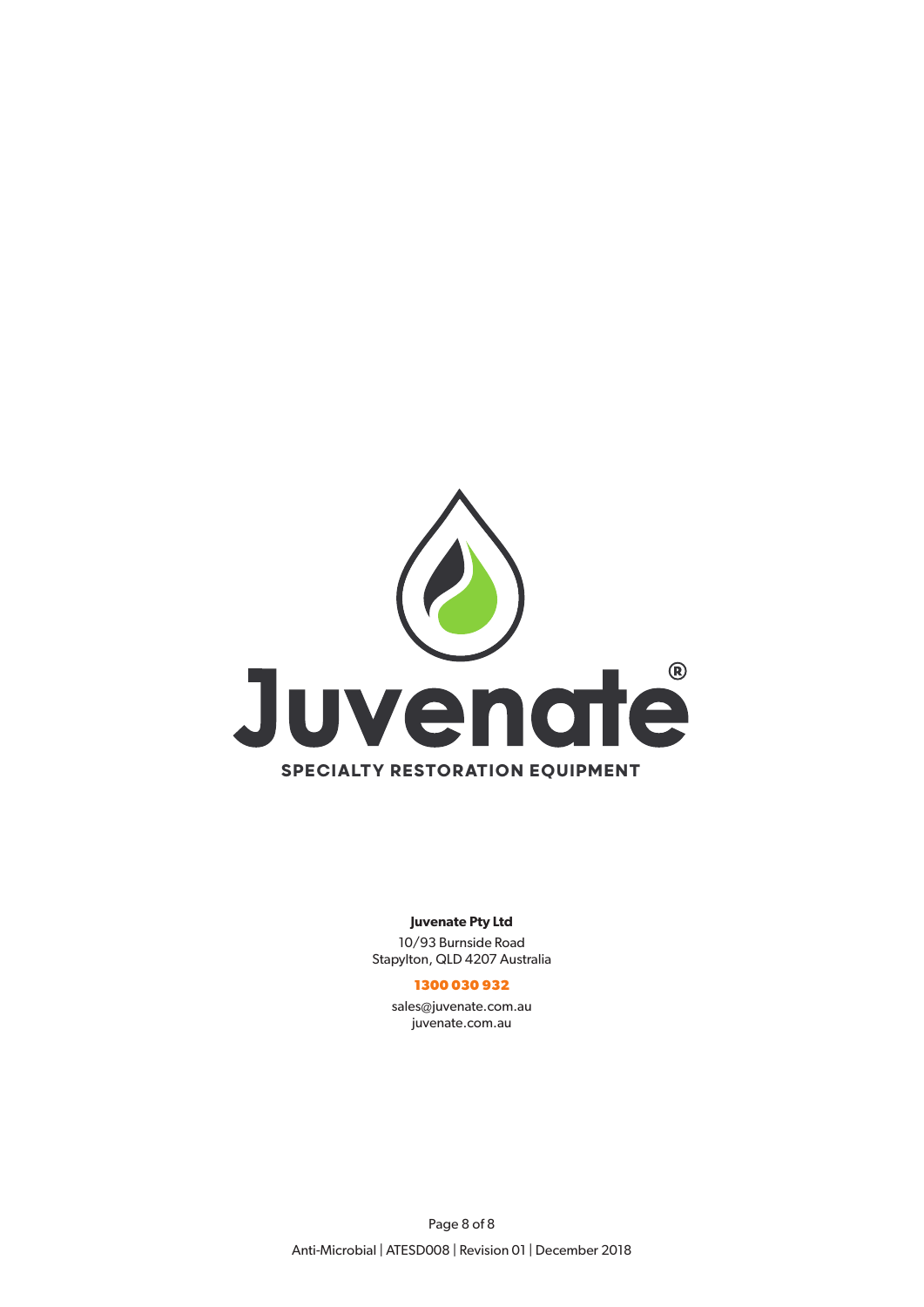Juvenate®

**SPECIALTY RESTORATION EQUIPMENT**

**Juvenate Pty Ltd**

10/93 Burnside Road
Stapylton, QLD 4207 Australia

**1300 030 932**

sales@juvenate.com.au
juvenate.com.au